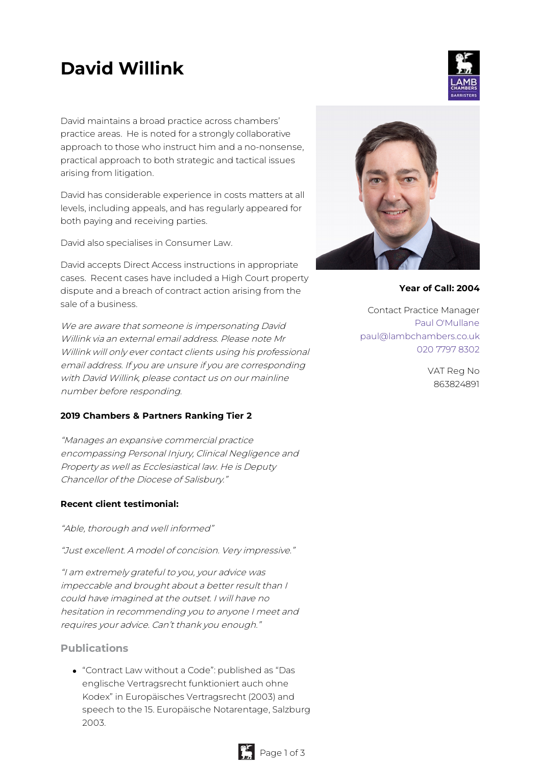# David Willink

David maintains a broad practice across chambers' practice areas. He is noted for a strongly collaborative approach to those who instruct him and a no-nonsense, practical approach to both strategic and tactical issues arising from litigation.

David has considerable experience in costs matters at all levels, including appeals, and has regularly appeared for both paying and receiving parties.

David also specialises in Consumer Law.

David accepts Direct Access instructions in appropriate cases. Recent cases have included a High Court property dispute and a breach of contract action arising from the sale of a business.

*We are aware that someone is impersonating David Willink via an external email address. Please note Mr Willink will only ever contact clients using his professional email address. If you are unsure if you are corresponding with David Willink, please contact us on our mainline number before responding.*

**Year of Call: 2004**

Contact Practice Manager
Paul O'Mullane
paul@lambchambers.co.uk
020 7797 8302

VAT Reg No
863824891

**2019 Chambers & Partners Ranking Tier 2**

*"Manages an expansive commercial practice encompassing Personal Injury, Clinical Negligence and Property as well as Ecclesiastical law. He is Deputy Chancellor of the Diocese of Salisbury."*

**Recent client testimonial:**

*"Able, thorough and well informed"*

*"Just excellent. A model of concision. Very impressive."*

*"I am extremely grateful to you, your advice was impeccable and brought about a better result than I could have imagined at the outset. I will have no hesitation in recommending you to anyone I meet and requires your advice. Can't thank you enough."*

## Publications

- "Contract Law without a Code": published as "Das englische Vertragsrecht funktioniert auch ohne Kodex" in Europäisches Vertragsrecht (2003) and speech to the 15. Europäische Notarentage, Salzburg 2003.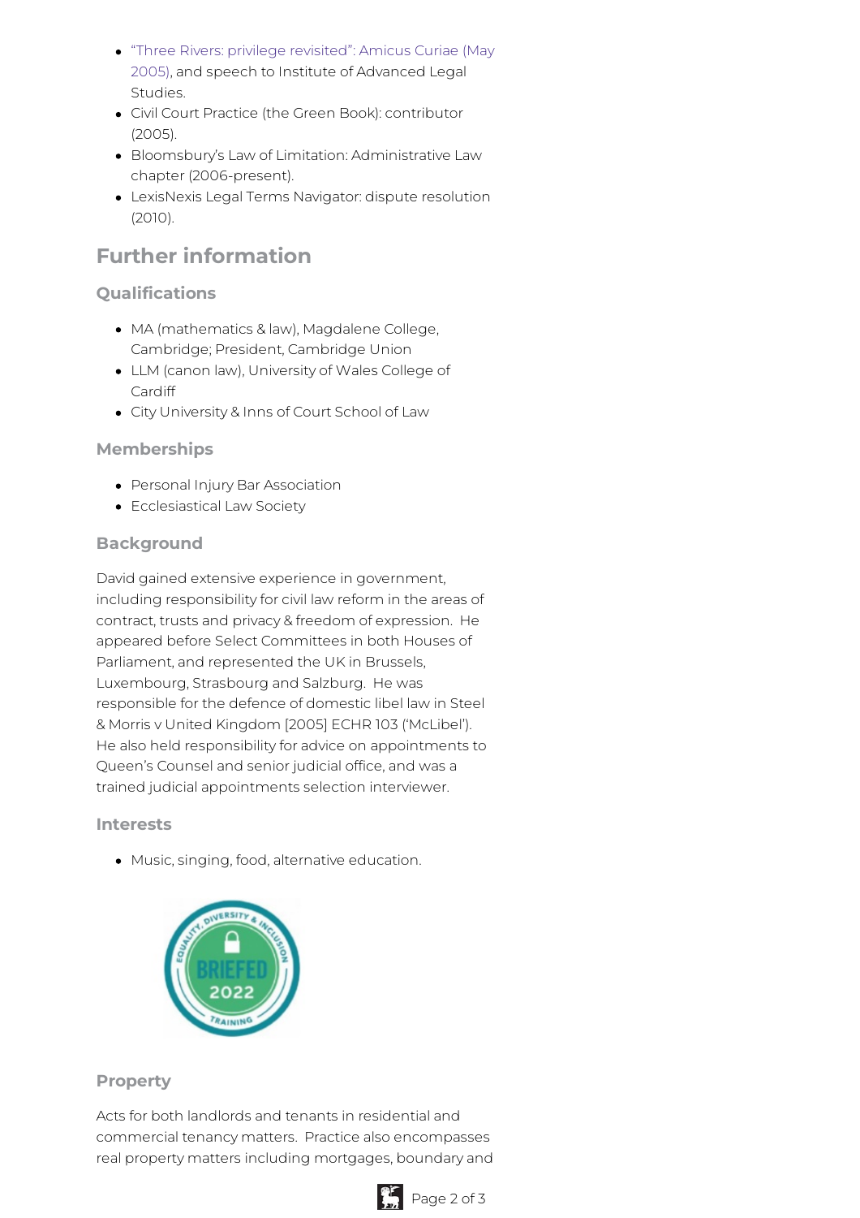- "Three Rivers: privilege revisited": Amicus Curiae (May 2005), and speech to Institute of Advanced Legal Studies.
- Civil Court Practice (the Green Book): contributor (2005).
- Bloomsbury's Law of Limitation: Administrative Law chapter (2006-present).
- LexisNexis Legal Terms Navigator: dispute resolution (2010).

## Further information

### Qualifications

- MA (mathematics & law), Magdalene College, Cambridge; President, Cambridge Union
- LLM (canon law), University of Wales College of Cardiff
- City University & Inns of Court School of Law

### Memberships

- Personal Injury Bar Association
- Ecclesiastical Law Society

### Background

David gained extensive experience in government, including responsibility for civil law reform in the areas of contract, trusts and privacy & freedom of expression. He appeared before Select Committees in both Houses of Parliament, and represented the UK in Brussels, Luxembourg, Strasbourg and Salzburg. He was responsible for the defence of domestic libel law in Steel & Morris v United Kingdom [2005] ECHR 103 ('McLibel'). He also held responsibility for advice on appointments to Queen's Counsel and senior judicial office, and was a trained judicial appointments selection interviewer.

### Interests

- Music, singing, food, alternative education.

### Property

Acts for both landlords and tenants in residential and commercial tenancy matters. Practice also encompasses real property matters including mortgages, boundary and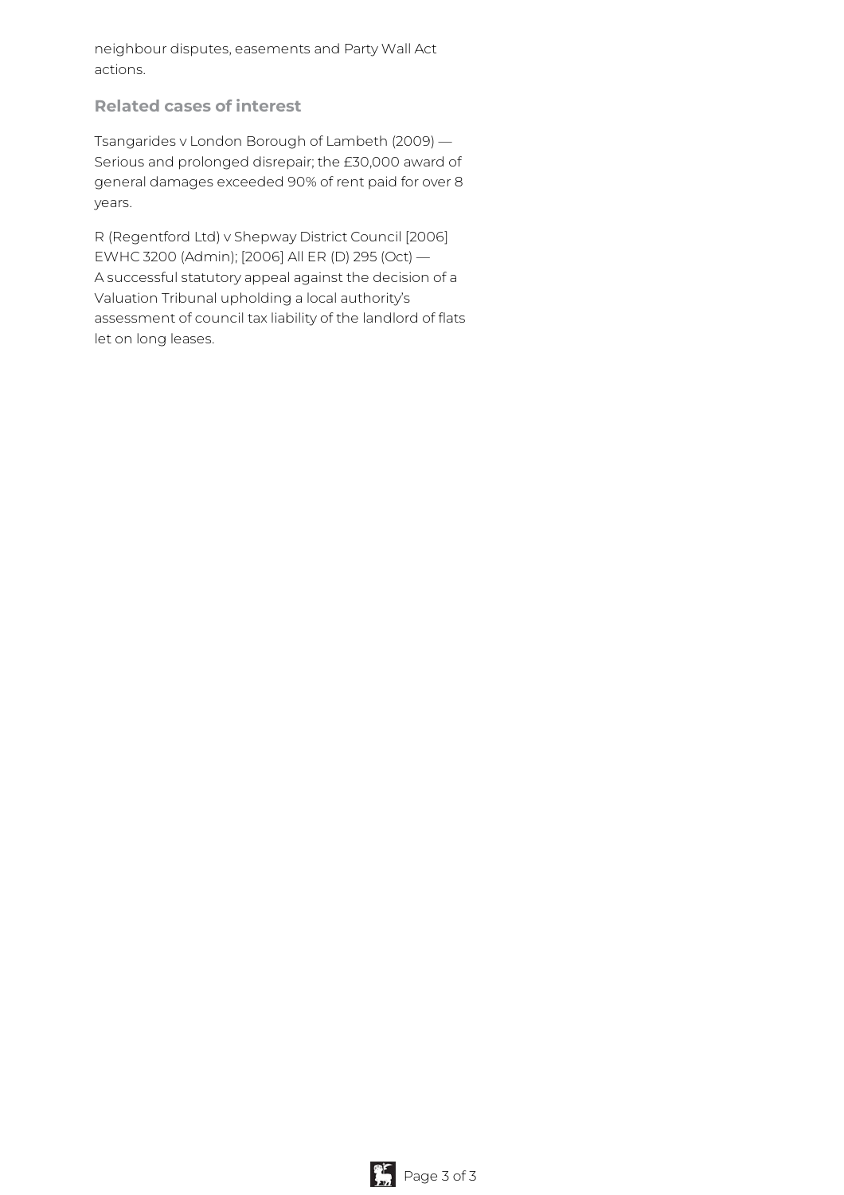neighbour disputes, easements and Party Wall Act actions.

### Related cases of interest

Tsangarides v London Borough of Lambeth (2009) — Serious and prolonged disrepair; the £30,000 award of general damages exceeded 90% of rent paid for over 8 years.

R (Regentford Ltd) v Shepway District Council [2006] EWHC 3200 (Admin); [2006] All ER (D) 295 (Oct) — A successful statutory appeal against the decision of a Valuation Tribunal upholding a local authority's assessment of council tax liability of the landlord of flats let on long leases.